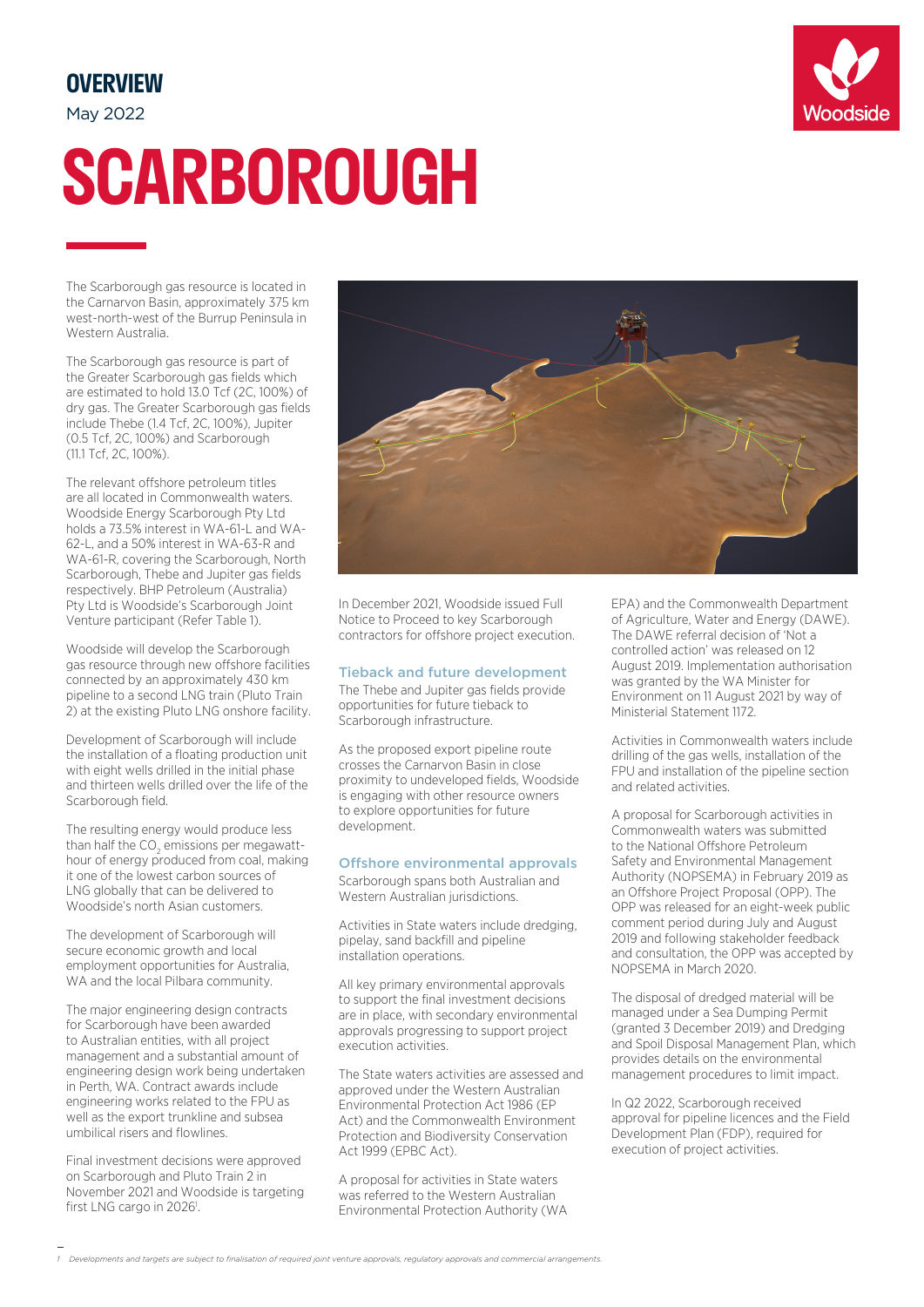# OVERVIEW

May 2022

# SCARBOROUGH

The Scarborough gas resource is located in the Carnarvon Basin, approximately 375 km west-north-west of the Burrup Peninsula in Western Australia.

The Scarborough gas resource is part of the Greater Scarborough gas fields which are estimated to hold 13.0 Tcf (2C, 100%) of dry gas. The Greater Scarborough gas fields include Thebe (1.4 Tcf, 2C, 100%), Jupiter (0.5 Tcf, 2C, 100%) and Scarborough (11.1 Tcf, 2C, 100%).

The relevant offshore petroleum titles are all located in Commonwealth waters. Woodside Energy Scarborough Pty Ltd holds a 73.5% interest in WA-61-L and WA-62-L, and a 50% interest in WA-63-R and WA-61-R, covering the Scarborough, North Scarborough, Thebe and Jupiter gas fields respectively. BHP Petroleum (Australia) Pty Ltd is Woodside's Scarborough Joint Venture participant (Refer Table 1).

Woodside will develop the Scarborough gas resource through new offshore facilities connected by an approximately 430 km pipeline to a second LNG train (Pluto Train 2) at the existing Pluto LNG onshore facility.

Development of Scarborough will include the installation of a floating production unit with eight wells drilled in the initial phase and thirteen wells drilled over the life of the Scarborough field.

The resulting energy would produce less than half the $CO_2$ emissions per megawatt-hour of energy produced from coal, making it one of the lowest carbon sources of LNG globally that can be delivered to Woodside's north Asian customers.

The development of Scarborough will secure economic growth and local employment opportunities for Australia, WA and the local Pilbara community.

The major engineering design contracts for Scarborough have been awarded to Australian entities, with all project management and a substantial amount of engineering design work being undertaken in Perth, WA. Contract awards include engineering works related to the FPU as well as the export trunkline and subsea umbilical risers and flowlines.

Final investment decisions were approved on Scarborough and Pluto Train 2 in November 2021 and Woodside is targeting first LNG cargo in 2026[1].

In December 2021, Woodside issued Full Notice to Proceed to key Scarborough contractors for offshore project execution.

## Tieback and future development

The Thebe and Jupiter gas fields provide opportunities for future tieback to Scarborough infrastructure.

As the proposed export pipeline route crosses the Carnarvon Basin in close proximity to undeveloped fields, Woodside is engaging with other resource owners to explore opportunities for future development.

## Offshore environmental approvals

Scarborough spans both Australian and Western Australian jurisdictions.

Activities in State waters include dredging, pipelay, sand backfill and pipeline installation operations.

All key primary environmental approvals to support the final investment decisions are in place, with secondary environmental approvals progressing to support project execution activities.

The State waters activities are assessed and approved under the Western Australian Environmental Protection Act 1986 (EP Act) and the Commonwealth Environment Protection and Biodiversity Conservation Act 1999 (EPBC Act).

A proposal for activities in State waters was referred to the Western Australian Environmental Protection Authority (WA EPA) and the Commonwealth Department of Agriculture, Water and Energy (DAWE). The DAWE referral decision of 'Not a controlled action' was released on 12 August 2019. Implementation authorisation was granted by the WA Minister for Environment on 11 August 2021 by way of Ministerial Statement 1172.

Activities in Commonwealth waters include drilling of the gas wells, installation of the FPU and installation of the pipeline section and related activities.

A proposal for Scarborough activities in Commonwealth waters was submitted to the National Offshore Petroleum Safety and Environmental Management Authority (NOPSEMA) in February 2019 as an Offshore Project Proposal (OPP). The OPP was released for an eight-week public comment period during July and August 2019 and following stakeholder feedback and consultation, the OPP was accepted by NOPSEMA in March 2020.

The disposal of dredged material will be managed under a Sea Dumping Permit (granted 3 December 2019) and Dredging and Spoil Disposal Management Plan, which provides details on the environmental management procedures to limit impact.

In Q2 2022, Scarborough received approval for pipeline licences and the Field Development Plan (FDP), required for execution of project activities.

*1 Developments and targets are subject to finalisation of required joint venture approvals, regulatory approvals and commercial arrangements.*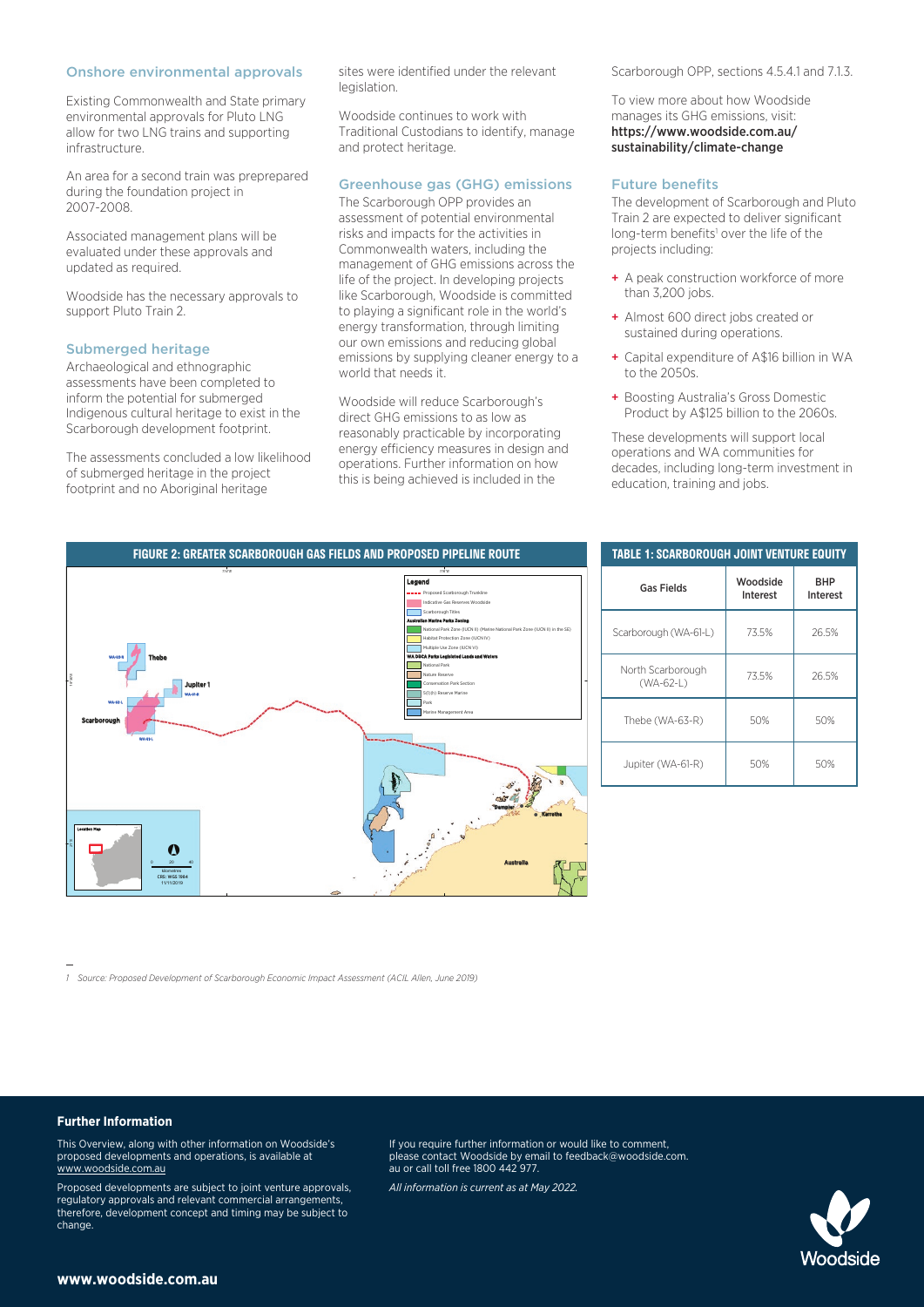## Onshore environmental approvals

Existing Commonwealth and State primary environmental approvals for Pluto LNG allow for two LNG trains and supporting infrastructure.

An area for a second train was preprepared during the foundation project in 2007-2008.

Associated management plans will be evaluated under these approvals and updated as required.

Woodside has the necessary approvals to support Pluto Train 2.

## Submerged heritage

Archaeological and ethnographic assessments have been completed to inform the potential for submerged Indigenous cultural heritage to exist in the Scarborough development footprint.

The assessments concluded a low likelihood of submerged heritage in the project footprint and no Aboriginal heritage sites were identified under the relevant legislation.

Woodside continues to work with Traditional Custodians to identify, manage and protect heritage.

## Greenhouse gas (GHG) emissions

The Scarborough OPP provides an assessment of potential environmental risks and impacts for the activities in Commonwealth waters, including the management of GHG emissions across the life of the project. In developing projects like Scarborough, Woodside is committed to playing a significant role in the world's energy transformation, through limiting our own emissions and reducing global emissions by supplying cleaner energy to a world that needs it.

Woodside will reduce Scarborough's direct GHG emissions to as low as reasonably practicable by incorporating energy efficiency measures in design and operations. Further information on how this is being achieved is included in the Scarborough OPP, sections 4.5.4.1 and 7.1.3.

To view more about how Woodside manages its GHG emissions, visit: **https://www.woodside.com.au/sustainability/climate-change**

## Future benefits

The development of Scarborough and Pluto Train 2 are expected to deliver significant long-term benefits[1] over the life of the projects including:

- A peak construction workforce of more than 3,200 jobs.
- Almost 600 direct jobs created or sustained during operations.
- Capital expenditure of A$16 billion in WA to the 2050s.
- Boosting Australia's Gross Domestic Product by A$125 billion to the 2060s.

These developments will support local operations and WA communities for decades, including long-term investment in education, training and jobs.

**FIGURE 2: GREATER SCARBOROUGH GAS FIELDS AND PROPOSED PIPELINE ROUTE**

Legend
Proposed Scarborough Trunkline
Indicative Gas Reserves Woodside
Scarborough Titles
Australian Marine Parks Zoning
National Park Zone (IUCN II) (Marine National Park Zone (IUCN II) in the SE)
Habitat Protection Zone (IUCN IV)
Multiple Use Zone (IUCN VI)
WA DBCA Parks Legislated Lands and Waters
National Park
Nature Reserve
Conservation Park Section
5(1)(h) Reserve Marine
Park
Marine Management Area

Thebe
Jupiter 1
Scarborough
Dampier
Karratha
Australia
Location Map
Kilometres
CRS: WGS 1984
11/11/2019

**TABLE 1: SCARBOROUGH JOINT VENTURE EQUITY**

| Gas Fields | Woodside Interest | BHP Interest |
|---|---|---|
| Scarborough (WA-61-L) | 73.5% | 26.5% |
| North Scarborough (WA-62-L) | 73.5% | 26.5% |
| Thebe (WA-63-R) | 50% | 50% |
| Jupiter (WA-61-R) | 50% | 50% |

1 *Source: Proposed Development of Scarborough Economic Impact Assessment (ACIL Allen, June 2019)*

### Further Information

This Overview, along with other information on Woodside's proposed developments and operations, is available at www.woodside.com.au

Proposed developments are subject to joint venture approvals, regulatory approvals and relevant commercial arrangements, therefore, development concept and timing may be subject to change.

If you require further information or would like to comment, please contact Woodside by email to feedback@woodside.com.au or call toll free 1800 442 977.

*All information is current as at May 2022.*

**www.woodside.com.au**

Woodside